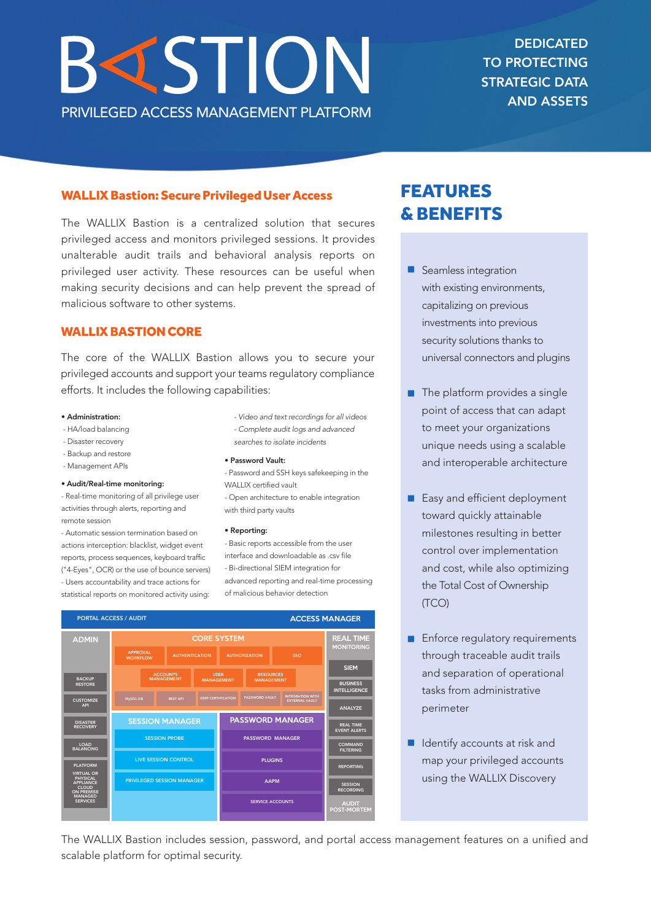# BASTION

PRIVILEGED ACCESS MANAGEMENT PLATFORM

DEDICATED TO PROTECTING STRATEGIC DATA AND ASSETS

## WALLIX Bastion: Secure Privileged User Access

The WALLIX Bastion is a centralized solution that secures privileged access and monitors privileged sessions. It provides unalterable audit trails and behavioral analysis reports on privileged user activity. These resources can be useful when making security decisions and can help prevent the spread of malicious software to other systems.

## WALLIX BASTION CORE

The core of the WALLIX Bastion allows you to secure your privileged accounts and support your teams regulatory compliance efforts. It includes the following capabilities:

- **Administration:**
  - HA/load balancing
  - Disaster recovery
  - Backup and restore
  - Management APIs
- **Audit/Real-time monitoring:**
  - Real-time monitoring of all privilege user activities through alerts, reporting and remote session
  - Automatic session termination based on actions interception: blacklist, widget event reports, process sequences, keyboard traffic ("4-Eyes", OCR) or the use of bounce servers)
  - Users accountability and trace actions for statistical reports on monitored activity using:
    - *Video and text recordings for all videos*
    - *Complete audit logs and advanced searches to isolate incidents*
- **Password Vault:**
  - Password and SSH keys safekeeping in the WALLIX certified vault
  - Open architecture to enable integration with third party vaults
- **Reporting:**
  - Basic reports accessible from the user interface and downloadable as .csv file
  - Bi-directional SIEM integration for advanced reporting and real-time processing of malicious behavior detection

PORTAL ACCESS / AUDIT — ACCESS MANAGER

| ADMIN | CORE SYSTEM | REAL TIME MONITORING |
|---|---|---|
| BACKUP RESTORE | APPROVAL WORKFLOW, AUTHENTICATION, AUTHORIZATION, SSO | SIEM |
| CUSTOMIZE API | ACCOUNTS MANAGEMENT, USER MANAGEMENT, RESOURCES MANAGEMENT | BUSINESS INTELLIGENCE |
| DISASTER RECOVERY | MySQL DB, REST API, X509 CERTIFICATION, PASSWORD VAULT, INTEGRATION WITH EXTERNAL VAULT | ANALYZE |
| LOAD BALANCING | **SESSION MANAGER:** SESSION PROBE, LIVE SESSION CONTROL, PRIVILEGED SESSION MANAGER | REAL TIME EVENT ALERTS |
| PLATFORM VIRTUAL OR PHYSICAL APPLIANCE CLOUD ON PREMISE MANAGED SERVICES | **PASSWORD MANAGER:** PASSWORD MANAGER, PLUGINS, AAPM, SERVICE ACCOUNTS | COMMAND FILTERING, REPORTING, SESSION RECORDING, AUDIT POST-MORTEM |

## FEATURES & BENEFITS

- Seamless integration with existing environments, capitalizing on previous investments into previous security solutions thanks to universal connectors and plugins
- The platform provides a single point of access that can adapt to meet your organizations unique needs using a scalable and interoperable architecture
- Easy and efficient deployment toward quickly attainable milestones resulting in better control over implementation and cost, while also optimizing the Total Cost of Ownership (TCO)
- Enforce regulatory requirements through traceable audit trails and separation of operational tasks from administrative perimeter
- Identify accounts at risk and map your privileged accounts using the WALLIX Discovery

The WALLIX Bastion includes session, password, and portal access management features on a unified and scalable platform for optimal security.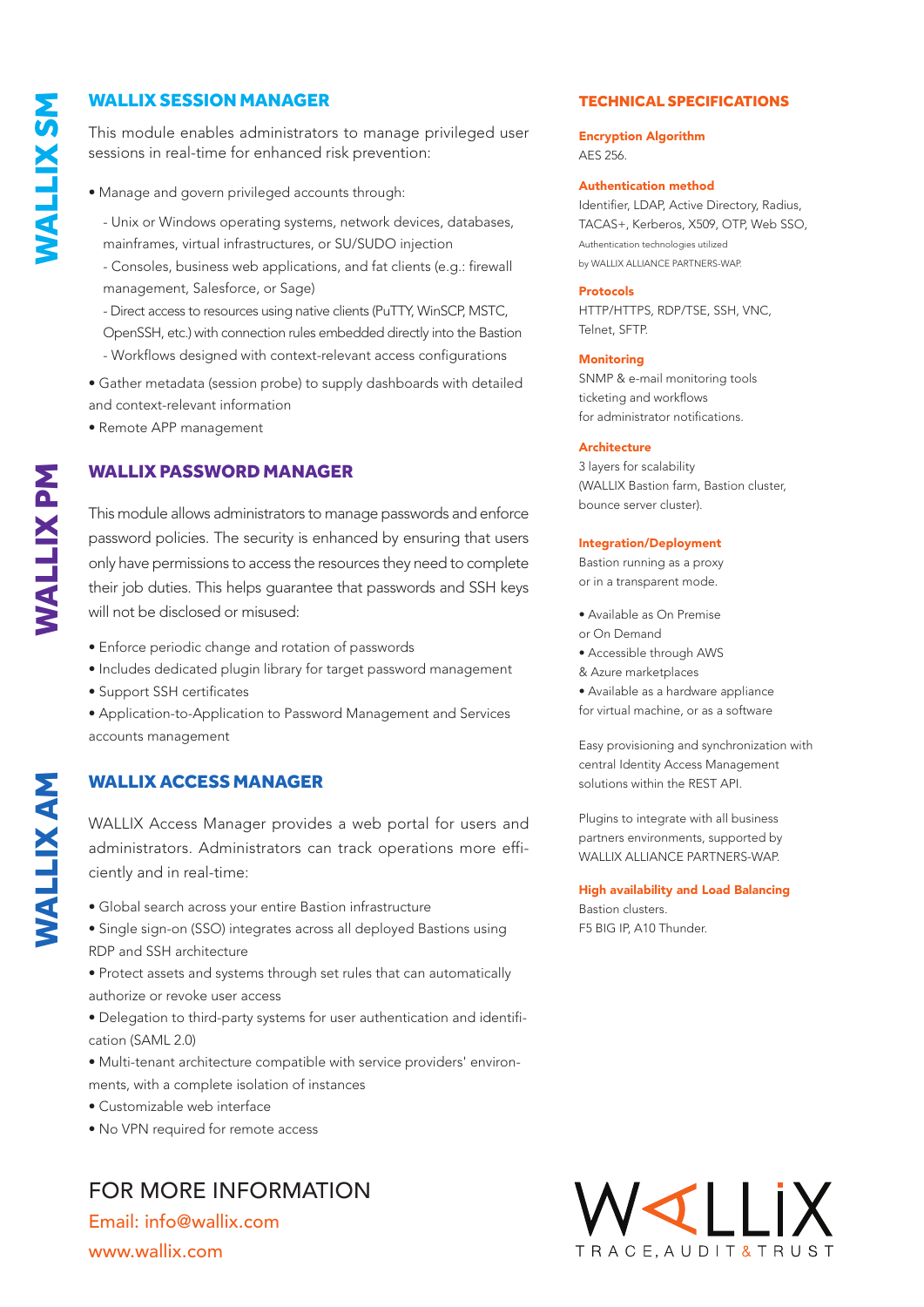## WALLIX SESSION MANAGER

This module enables administrators to manage privileged user sessions in real-time for enhanced risk prevention:

- Manage and govern privileged accounts through:
  - Unix or Windows operating systems, network devices, databases, mainframes, virtual infrastructures, or SU/SUDO injection
  - Consoles, business web applications, and fat clients (e.g.: firewall management, Salesforce, or Sage)
  - Direct access to resources using native clients (PuTTY, WinSCP, MSTC, OpenSSH, etc.) with connection rules embedded directly into the Bastion
  - Workflows designed with context-relevant access configurations
- Gather metadata (session probe) to supply dashboards with detailed and context-relevant information
- Remote APP management

## WALLIX PASSWORD MANAGER

This module allows administrators to manage passwords and enforce password policies. The security is enhanced by ensuring that users only have permissions to access the resources they need to complete their job duties. This helps guarantee that passwords and SSH keys will not be disclosed or misused:

- Enforce periodic change and rotation of passwords
- Includes dedicated plugin library for target password management
- Support SSH certificates
- Application-to-Application to Password Management and Services accounts management

## WALLIX ACCESS MANAGER

WALLIX Access Manager provides a web portal for users and administrators. Administrators can track operations more efficiently and in real-time:

- Global search across your entire Bastion infrastructure
- Single sign-on (SSO) integrates across all deployed Bastions using RDP and SSH architecture
- Protect assets and systems through set rules that can automatically authorize or revoke user access
- Delegation to third-party systems for user authentication and identification (SAML 2.0)
- Multi-tenant architecture compatible with service providers' environments, with a complete isolation of instances
- Customizable web interface
- No VPN required for remote access

## TECHNICAL SPECIFICATIONS

**Encryption Algorithm**
AES 256.

**Authentication method**
Identifier, LDAP, Active Directory, Radius, TACAS+, Kerberos, X509, OTP, Web SSO,
Authentication technologies utilized by WALLIX ALLIANCE PARTNERS-WAP.

**Protocols**
HTTP/HTTPS, RDP/TSE, SSH, VNC, Telnet, SFTP.

**Monitoring**
SNMP & e-mail monitoring tools ticketing and workflows for administrator notifications.

**Architecture**
3 layers for scalability (WALLIX Bastion farm, Bastion cluster, bounce server cluster).

**Integration/Deployment**
Bastion running as a proxy or in a transparent mode.

- Available as On Premise or On Demand
- Accessible through AWS & Azure marketplaces
- Available as a hardware appliance for virtual machine, or as a software

Easy provisioning and synchronization with central Identity Access Management solutions within the REST API.

Plugins to integrate with all business partners environments, supported by WALLIX ALLIANCE PARTNERS-WAP.

**High availability and Load Balancing**
Bastion clusters.
F5 BIG IP, A10 Thunder.

## FOR MORE INFORMATION

Email: info@wallix.com
www.wallix.com

WALLIX
TRACE, AUDIT & TRUST